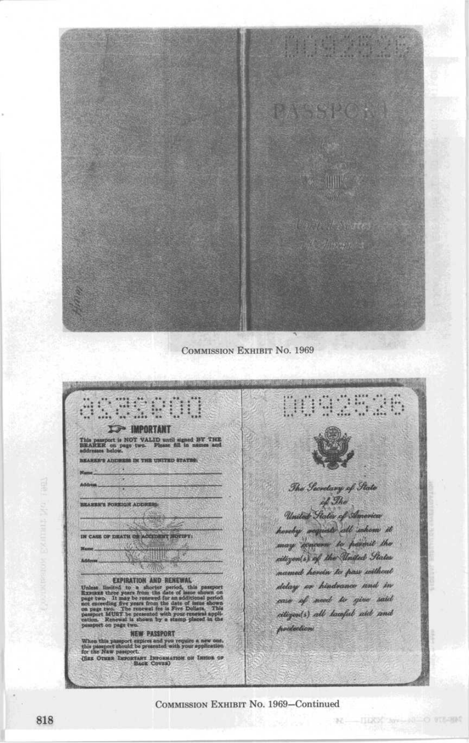D092526

PASSPORT

United States of America

COMMISSION EXHIBIT No. 1969

D092526

IMPORTANT

This passport is NOT VALID until signed BY THE BEARER on page two. Please fill in names and addresses below.

BEARER'S ADDRESS IN THE UNITED STATES:

Name\_\_\_\_\_\_\_\_\_\_\_\_\_\_\_\_\_\_\_\_

Address\_\_\_\_\_\_\_\_\_\_\_\_\_\_\_\_\_\_\_\_

BEARER'S FOREIGN ADDRESS:

\_\_\_\_\_\_\_\_\_\_\_\_\_\_\_\_\_\_\_\_

IN CASE OF DEATH OR ACCIDENT NOTIFY:

Name\_\_\_\_\_\_\_\_\_\_\_\_\_\_\_\_\_\_\_\_

Address\_\_\_\_\_\_\_\_\_\_\_\_\_\_\_\_\_\_\_\_

**EXPIRATION AND RENEWAL**

Unless limited to a shorter period, this passport EXPIRES three years from the date of issue shown on page two. It may be renewed for an additional period not exceeding five years from the date of issue shown on page two. The renewal fee is Five Dollars. This passport MUST be presented with your renewal application. Renewal is shown by a stamp placed in the passport on page two.

**NEW PASSPORT**

When this passport expires and you require a new one, this passport should be presented with your application for the New passport.

(SEE OTHER IMPORTANT INFORMATION ON INSIDE OF BACK COVER)

D092526

*The Secretary of State of The United States of America hereby requests all whom it may concern to permit the citizen(s) of the United States named herein to pass without delay or hindrance and in case of need to give said citizen(s) all lawful aid and protection*

COMMISSION EXHIBIT No. 1969—Continued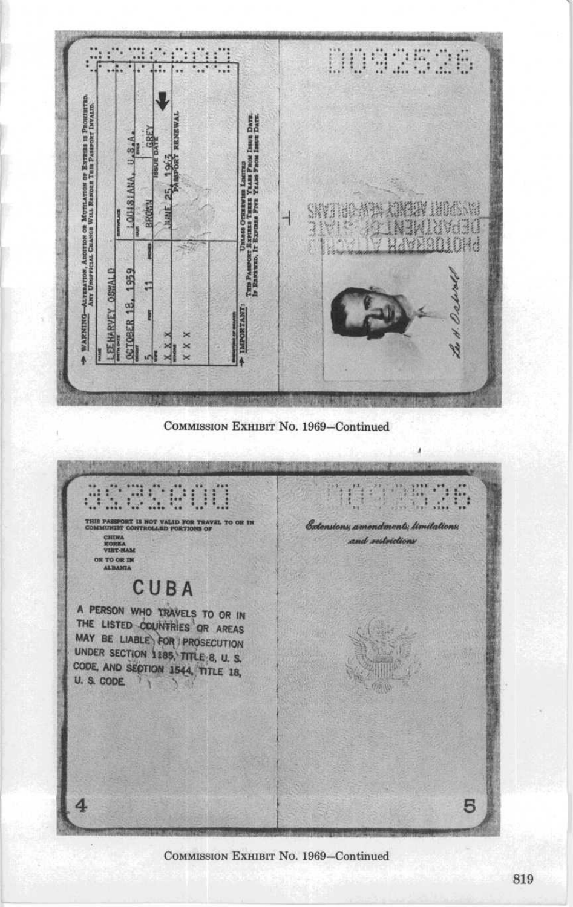WARNING—ALTERATION, ADDITION OR MUTILATION OF ENTRIES IS PROHIBITED. ANY UNOFFICIAL CHANGE WILL RENDER THIS PASSPORT INVALID.

| | | |
|---|---|---|
| NAME | LEE HARVEY OSWALD | |
| BIRTH DATE | OCTOBER 18, 1939 | BIRTHPLACE: LOUISIANA, U.S.A. |
| HEIGHT | 5 FEET 11 INCHES | HAIR: BROWN / EYES: GREY |
| WIFE | X X X | ISSUE DATE: JUNE 25, 1963 |
| MINORS | X X X | PASSPORT RENEWAL |

IMPORTANT: UNLESS OTHERWISE LIMITED THIS PASSPORT EXPIRES THREE YEARS FROM ISSUE DATE. IF RENEWED, IT EXPIRES FIVE YEARS FROM ISSUE DATE.

D092526

PHOTOGRAPH ATTACHED
DEPARTMENT OF STATE
PASSPORT AGENCY NEW ORLEANS

Lee H. Oswald

COMMISSION EXHIBIT No. 1969—Continued

D092526

THIS PASSPORT IS NOT VALID FOR TRAVEL TO OR IN COMMUNIST CONTROLLED PORTIONS OF
CHINA
KOREA
VIET-NAM
OR TO OR IN
ALBANIA

CUBA

A PERSON WHO TRAVELS TO OR IN THE LISTED COUNTRIES OR AREAS MAY BE LIABLE FOR PROSECUTION UNDER SECTION 1185, TITLE 8, U. S. CODE, AND SECTION 1544, TITLE 18, U. S. CODE.

4

D092526

*Extensions, amendments, limitations, and restrictions*

5

COMMISSION EXHIBIT No. 1969—Continued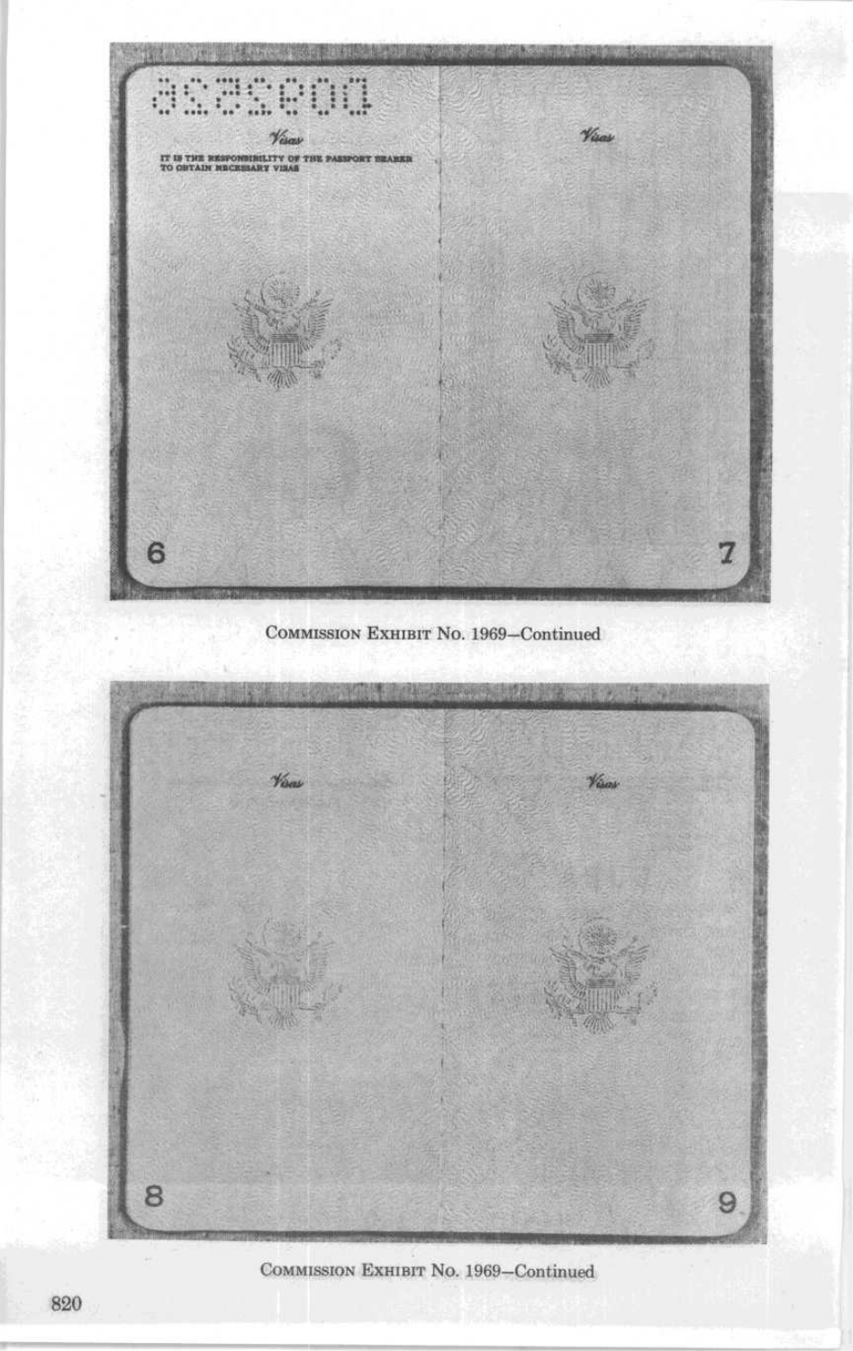Visas

IT IS THE RESPONSIBILITY OF THE PASSPORT BEARER TO OBTAIN NECESSARY VISAS

Visas

6

7

COMMISSION EXHIBIT No. 1969—Continued

Visas

Visas

8

9

COMMISSION EXHIBIT No. 1969—Continued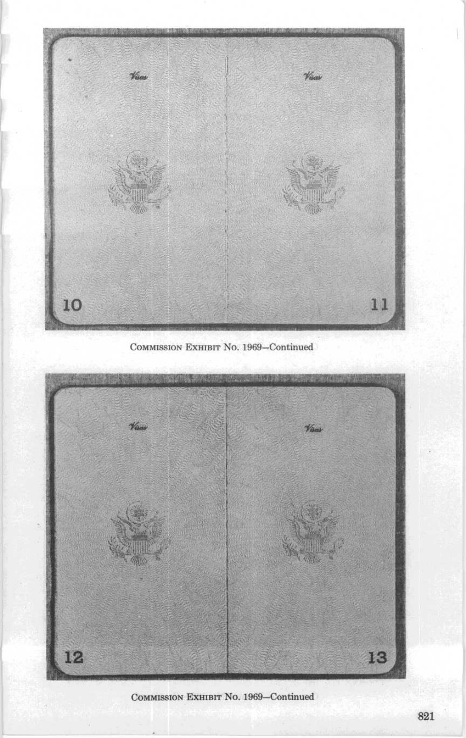Visas

Visas

10

11

COMMISSION EXHIBIT No. 1969—Continued

Visas

Visas

12

13

COMMISSION EXHIBIT No. 1969—Continued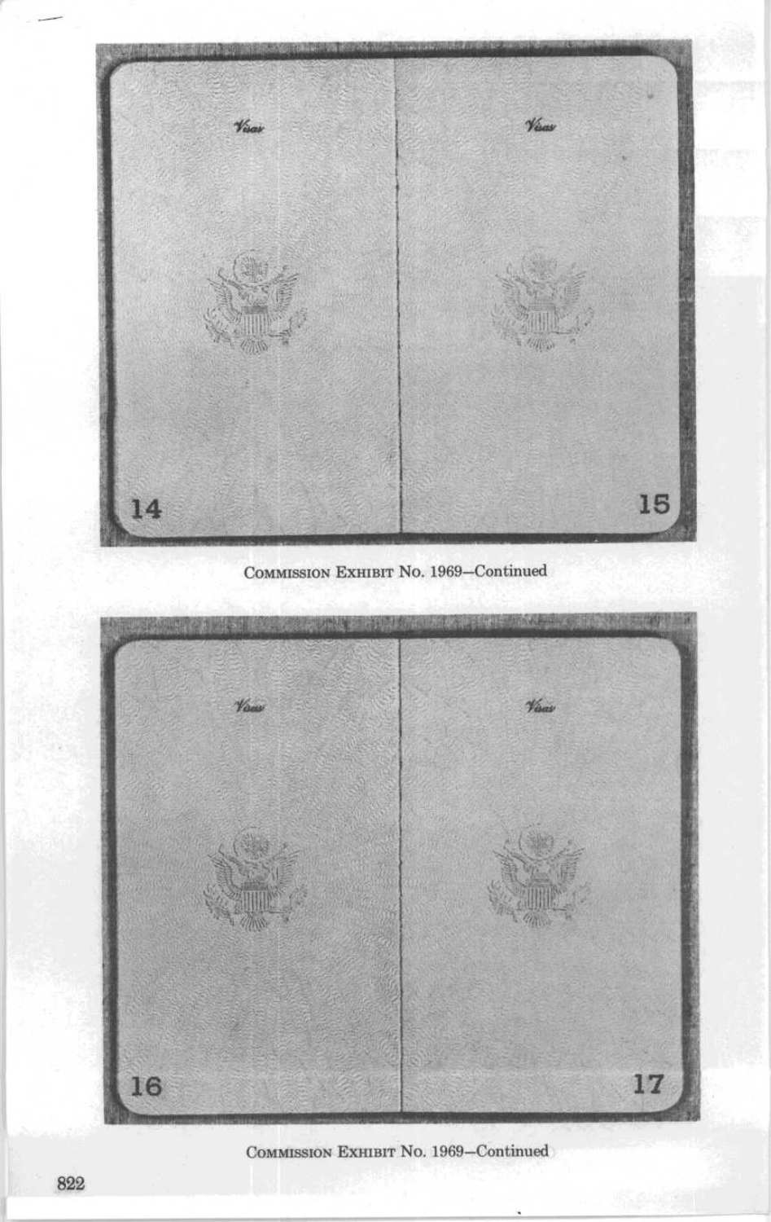Visas

Visas

14

15

COMMISSION EXHIBIT No. 1969—Continued

Visas

Visas

16

17

COMMISSION EXHIBIT No. 1969—Continued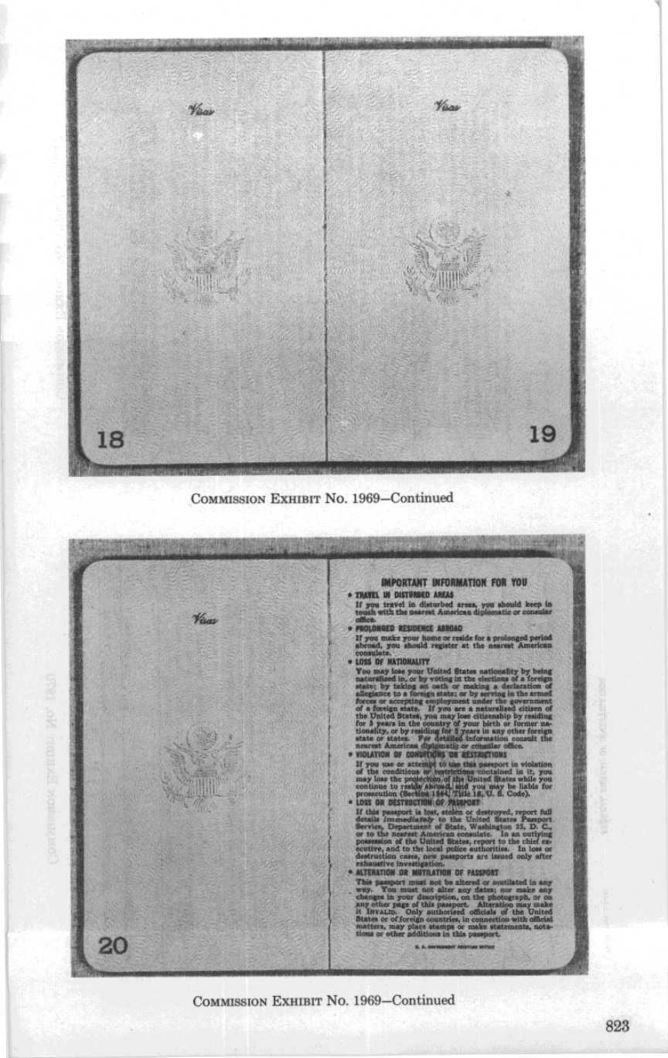Visas

Visas

18

19

COMMISSION EXHIBIT No. 1969—Continued

Visas

20

## IMPORTANT INFORMATION FOR YOU

- **TRAVEL IN DISTURBED AREAS**

  If you travel in disturbed areas, you should keep in touch with the nearest American diplomatic or consular office.

- **PROLONGED RESIDENCE ABROAD**

  If you make your home or reside for a prolonged period abroad, you should register at the nearest American consulate.

- **LOSS OF NATIONALITY**

  You may lose your United States nationality by being naturalized in, or by voting in the elections of a foreign state; by taking an oath or making a declaration of allegiance to a foreign state; or by serving in the armed forces or accepting employment under the government of a foreign state. If you are a naturalized citizen of the United States, you may lose citizenship by residing for 3 years in the country of your birth or former nationality, or by residing for 5 years in any other foreign state or states. For detailed information consult the nearest American diplomatic or consular office.

- **VIOLATION OF CONDITIONS OR RESTRICTIONS**

  If you use or attempt to use this passport in violation of the conditions or restrictions contained in it, you may lose the protection of the United States while you continue to reside abroad, and you may be liable for prosecution (Section 1544, Title 18, U. S. Code).

- **LOSS OR DESTRUCTION OF PASSPORT**

  If this passport is lost, stolen or destroyed, report full details *immediately* to the United States Passport Service, Department of State, Washington 25, D. C., or to the nearest American consulate. In an outlying possession of the United States, report to the chief executive, and to the local police authorities. In loss or destruction cases, new passports are issued only after exhaustive investigation.

- **ALTERATION OR MUTILATION OF PASSPORT**

  This passport must not be altered or mutilated in any way. You must not alter any dates; nor make any changes in your description, on the photograph, or on any other page of this passport. Alteration may make it INVALID. Only authorized officials of the United States or of foreign countries, in connection with official matters, may place stamps or make statements, notations or other additions in this passport.

U. S. GOVERNMENT PRINTING OFFICE

COMMISSION EXHIBIT No. 1969—Continued